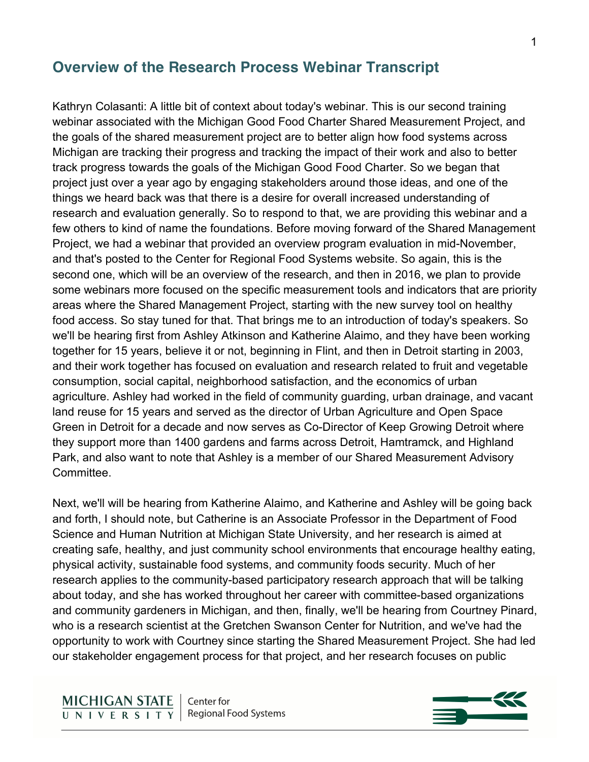## Overview of the Research Process Webinar Transcript

Kathryn Colasanti: A little bit of context about today's webinar. This is our second training webinar associated with the Michigan Good Food Charter Shared Measurement Project, and the goals of the shared measurement project are to better align how food systems across Michigan are tracking their progress and tracking the impact of their work and also to better track progress towards the goals of the Michigan Good Food Charter. So we began that project just over a year ago by engaging stakeholders around those ideas, and one of the things we heard back was that there is a desire for overall increased understanding of research and evaluation generally. So to respond to that, we are providing this webinar and a few others to kind of name the foundations. Before moving forward of the Shared Management Project, we had a webinar that provided an overview program evaluation in mid-November, and that's posted to the Center for Regional Food Systems website. So again, this is the second one, which will be an overview of the research, and then in 2016, we plan to provide some webinars more focused on the specific measurement tools and indicators that are priority areas where the Shared Management Project, starting with the new survey tool on healthy food access. So stay tuned for that. That brings me to an introduction of today's speakers. So we'll be hearing first from Ashley Atkinson and Katherine Alaimo, and they have been working together for 15 years, believe it or not, beginning in Flint, and then in Detroit starting in 2003, and their work together has focused on evaluation and research related to fruit and vegetable consumption, social capital, neighborhood satisfaction, and the economics of urban agriculture. Ashley had worked in the field of community guarding, urban drainage, and vacant land reuse for 15 years and served as the director of Urban Agriculture and Open Space Green in Detroit for a decade and now serves as Co-Director of Keep Growing Detroit where they support more than 1400 gardens and farms across Detroit, Hamtramck, and Highland Park, and also want to note that Ashley is a member of our Shared Measurement Advisory Committee.

Next, we'll will be hearing from Katherine Alaimo, and Katherine and Ashley will be going back and forth, I should note, but Catherine is an Associate Professor in the Department of Food Science and Human Nutrition at Michigan State University, and her research is aimed at creating safe, healthy, and just community school environments that encourage healthy eating, physical activity, sustainable food systems, and community foods security. Much of her research applies to the community-based participatory research approach that will be talking about today, and she has worked throughout her career with committee-based organizations and community gardeners in Michigan, and then, finally, we'll be hearing from Courtney Pinard, who is a research scientist at the Gretchen Swanson Center for Nutrition, and we've had the opportunity to work with Courtney since starting the Shared Measurement Project. She had led our stakeholder engagement process for that project, and her research focuses on public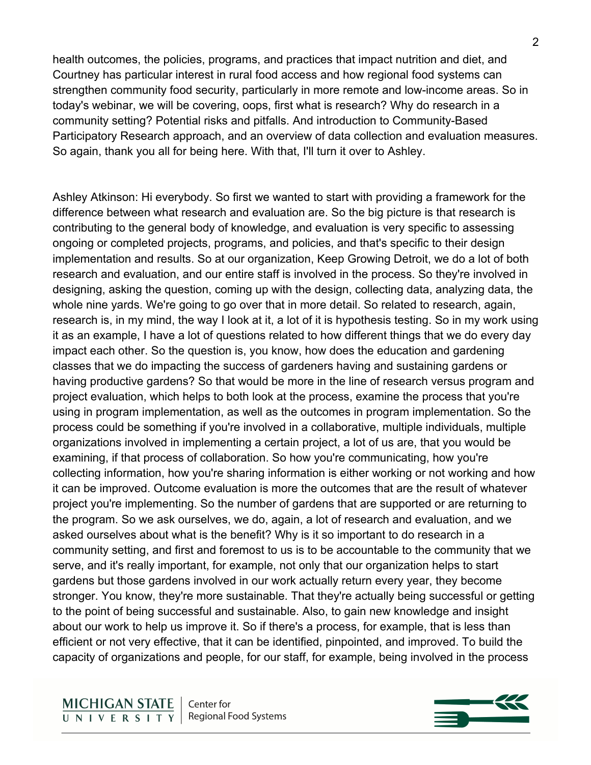health outcomes, the policies, programs, and practices that impact nutrition and diet, and Courtney has particular interest in rural food access and how regional food systems can strengthen community food security, particularly in more remote and low-income areas. So in today's webinar, we will be covering, oops, first what is research? Why do research in a community setting? Potential risks and pitfalls. And introduction to Community-Based Participatory Research approach, and an overview of data collection and evaluation measures. So again, thank you all for being here. With that, I'll turn it over to Ashley.

Ashley Atkinson: Hi everybody. So first we wanted to start with providing a framework for the difference between what research and evaluation are. So the big picture is that research is contributing to the general body of knowledge, and evaluation is very specific to assessing ongoing or completed projects, programs, and policies, and that's specific to their design implementation and results. So at our organization, Keep Growing Detroit, we do a lot of both research and evaluation, and our entire staff is involved in the process. So they're involved in designing, asking the question, coming up with the design, collecting data, analyzing data, the whole nine yards. We're going to go over that in more detail. So related to research, again, research is, in my mind, the way I look at it, a lot of it is hypothesis testing. So in my work using it as an example, I have a lot of questions related to how different things that we do every day impact each other. So the question is, you know, how does the education and gardening classes that we do impacting the success of gardeners having and sustaining gardens or having productive gardens? So that would be more in the line of research versus program and project evaluation, which helps to both look at the process, examine the process that you're using in program implementation, as well as the outcomes in program implementation. So the process could be something if you're involved in a collaborative, multiple individuals, multiple organizations involved in implementing a certain project, a lot of us are, that you would be examining, if that process of collaboration. So how you're communicating, how you're collecting information, how you're sharing information is either working or not working and how it can be improved. Outcome evaluation is more the outcomes that are the result of whatever project you're implementing. So the number of gardens that are supported or are returning to the program. So we ask ourselves, we do, again, a lot of research and evaluation, and we asked ourselves about what is the benefit? Why is it so important to do research in a community setting, and first and foremost to us is to be accountable to the community that we serve, and it's really important, for example, not only that our organization helps to start gardens but those gardens involved in our work actually return every year, they become stronger. You know, they're more sustainable. That they're actually being successful or getting to the point of being successful and sustainable. Also, to gain new knowledge and insight about our work to help us improve it. So if there's a process, for example, that is less than efficient or not very effective, that it can be identified, pinpointed, and improved. To build the capacity of organizations and people, for our staff, for example, being involved in the process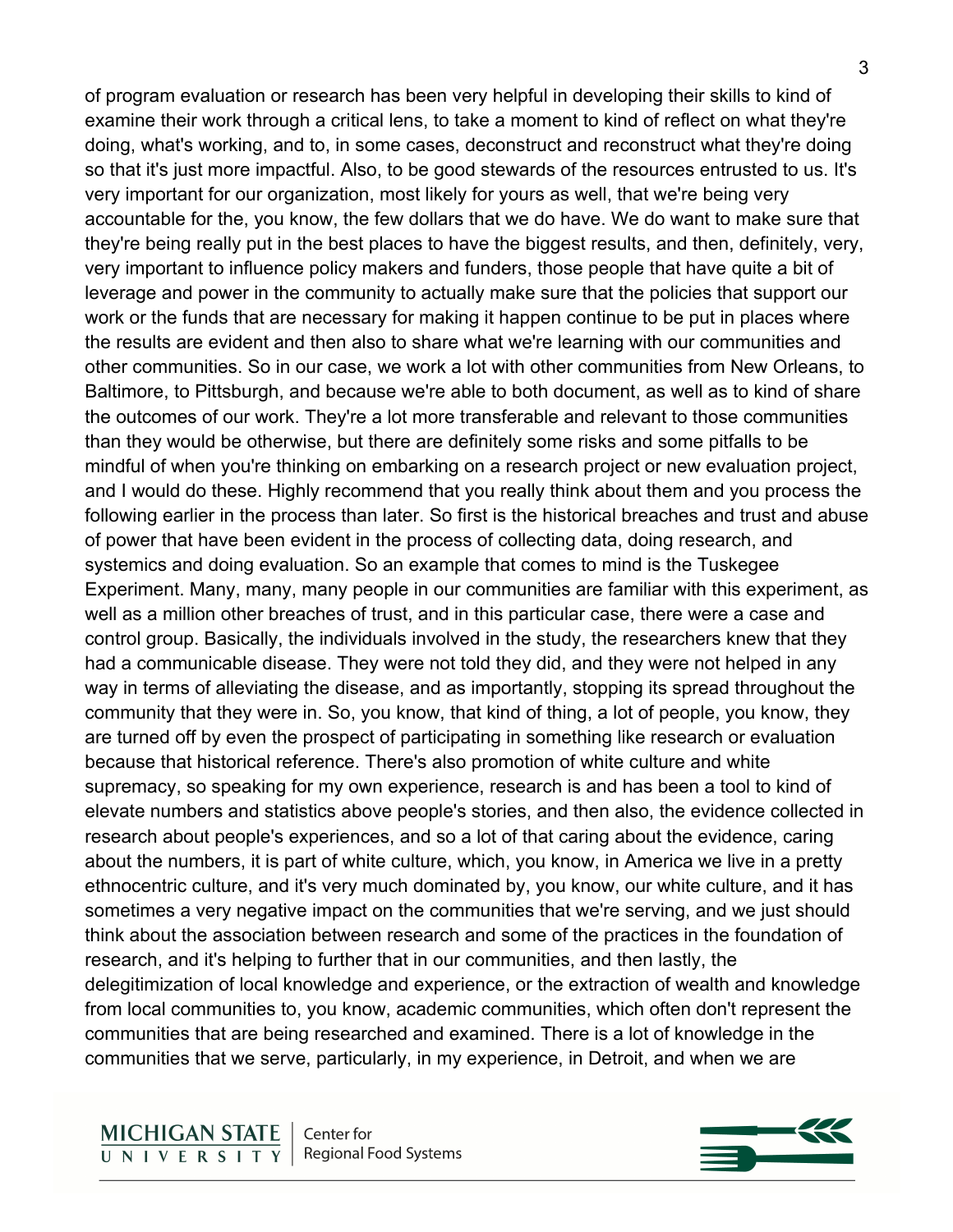of program evaluation or research has been very helpful in developing their skills to kind of examine their work through a critical lens, to take a moment to kind of reflect on what they're doing, what's working, and to, in some cases, deconstruct and reconstruct what they're doing so that it's just more impactful. Also, to be good stewards of the resources entrusted to us. It's very important for our organization, most likely for yours as well, that we're being very accountable for the, you know, the few dollars that we do have. We do want to make sure that they're being really put in the best places to have the biggest results, and then, definitely, very, very important to influence policy makers and funders, those people that have quite a bit of leverage and power in the community to actually make sure that the policies that support our work or the funds that are necessary for making it happen continue to be put in places where the results are evident and then also to share what we're learning with our communities and other communities. So in our case, we work a lot with other communities from New Orleans, to Baltimore, to Pittsburgh, and because we're able to both document, as well as to kind of share the outcomes of our work. They're a lot more transferable and relevant to those communities than they would be otherwise, but there are definitely some risks and some pitfalls to be mindful of when you're thinking on embarking on a research project or new evaluation project, and I would do these. Highly recommend that you really think about them and you process the following earlier in the process than later. So first is the historical breaches and trust and abuse of power that have been evident in the process of collecting data, doing research, and systemics and doing evaluation. So an example that comes to mind is the Tuskegee Experiment. Many, many, many people in our communities are familiar with this experiment, as well as a million other breaches of trust, and in this particular case, there were a case and control group. Basically, the individuals involved in the study, the researchers knew that they had a communicable disease. They were not told they did, and they were not helped in any way in terms of alleviating the disease, and as importantly, stopping its spread throughout the community that they were in. So, you know, that kind of thing, a lot of people, you know, they are turned off by even the prospect of participating in something like research or evaluation because that historical reference. There's also promotion of white culture and white supremacy, so speaking for my own experience, research is and has been a tool to kind of elevate numbers and statistics above people's stories, and then also, the evidence collected in research about people's experiences, and so a lot of that caring about the evidence, caring about the numbers, it is part of white culture, which, you know, in America we live in a pretty ethnocentric culture, and it's very much dominated by, you know, our white culture, and it has sometimes a very negative impact on the communities that we're serving, and we just should think about the association between research and some of the practices in the foundation of research, and it's helping to further that in our communities, and then lastly, the delegitimization of local knowledge and experience, or the extraction of wealth and knowledge from local communities to, you know, academic communities, which often don't represent the communities that are being researched and examined. There is a lot of knowledge in the communities that we serve, particularly, in my experience, in Detroit, and when we are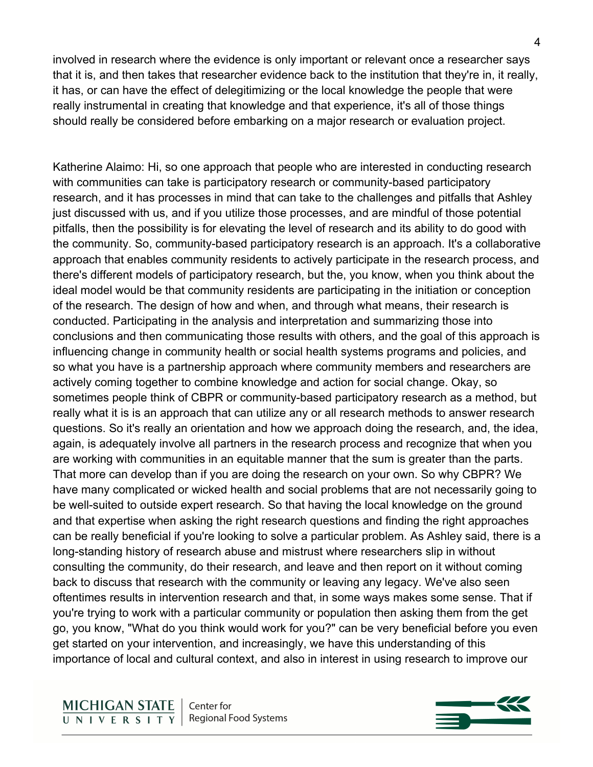involved in research where the evidence is only important or relevant once a researcher says that it is, and then takes that researcher evidence back to the institution that they're in, it really, it has, or can have the effect of delegitimizing or the local knowledge the people that were really instrumental in creating that knowledge and that experience, it's all of those things should really be considered before embarking on a major research or evaluation project.

Katherine Alaimo: Hi, so one approach that people who are interested in conducting research with communities can take is participatory research or community-based participatory research, and it has processes in mind that can take to the challenges and pitfalls that Ashley just discussed with us, and if you utilize those processes, and are mindful of those potential pitfalls, then the possibility is for elevating the level of research and its ability to do good with the community. So, community-based participatory research is an approach. It's a collaborative approach that enables community residents to actively participate in the research process, and there's different models of participatory research, but the, you know, when you think about the ideal model would be that community residents are participating in the initiation or conception of the research. The design of how and when, and through what means, their research is conducted. Participating in the analysis and interpretation and summarizing those into conclusions and then communicating those results with others, and the goal of this approach is influencing change in community health or social health systems programs and policies, and so what you have is a partnership approach where community members and researchers are actively coming together to combine knowledge and action for social change. Okay, so sometimes people think of CBPR or community-based participatory research as a method, but really what it is is an approach that can utilize any or all research methods to answer research questions. So it's really an orientation and how we approach doing the research, and, the idea, again, is adequately involve all partners in the research process and recognize that when you are working with communities in an equitable manner that the sum is greater than the parts. That more can develop than if you are doing the research on your own. So why CBPR? We have many complicated or wicked health and social problems that are not necessarily going to be well-suited to outside expert research. So that having the local knowledge on the ground and that expertise when asking the right research questions and finding the right approaches can be really beneficial if you're looking to solve a particular problem. As Ashley said, there is a long-standing history of research abuse and mistrust where researchers slip in without consulting the community, do their research, and leave and then report on it without coming back to discuss that research with the community or leaving any legacy. We've also seen oftentimes results in intervention research and that, in some ways makes some sense. That if you're trying to work with a particular community or population then asking them from the get go, you know, "What do you think would work for you?" can be very beneficial before you even get started on your intervention, and increasingly, we have this understanding of this importance of local and cultural context, and also in interest in using research to improve our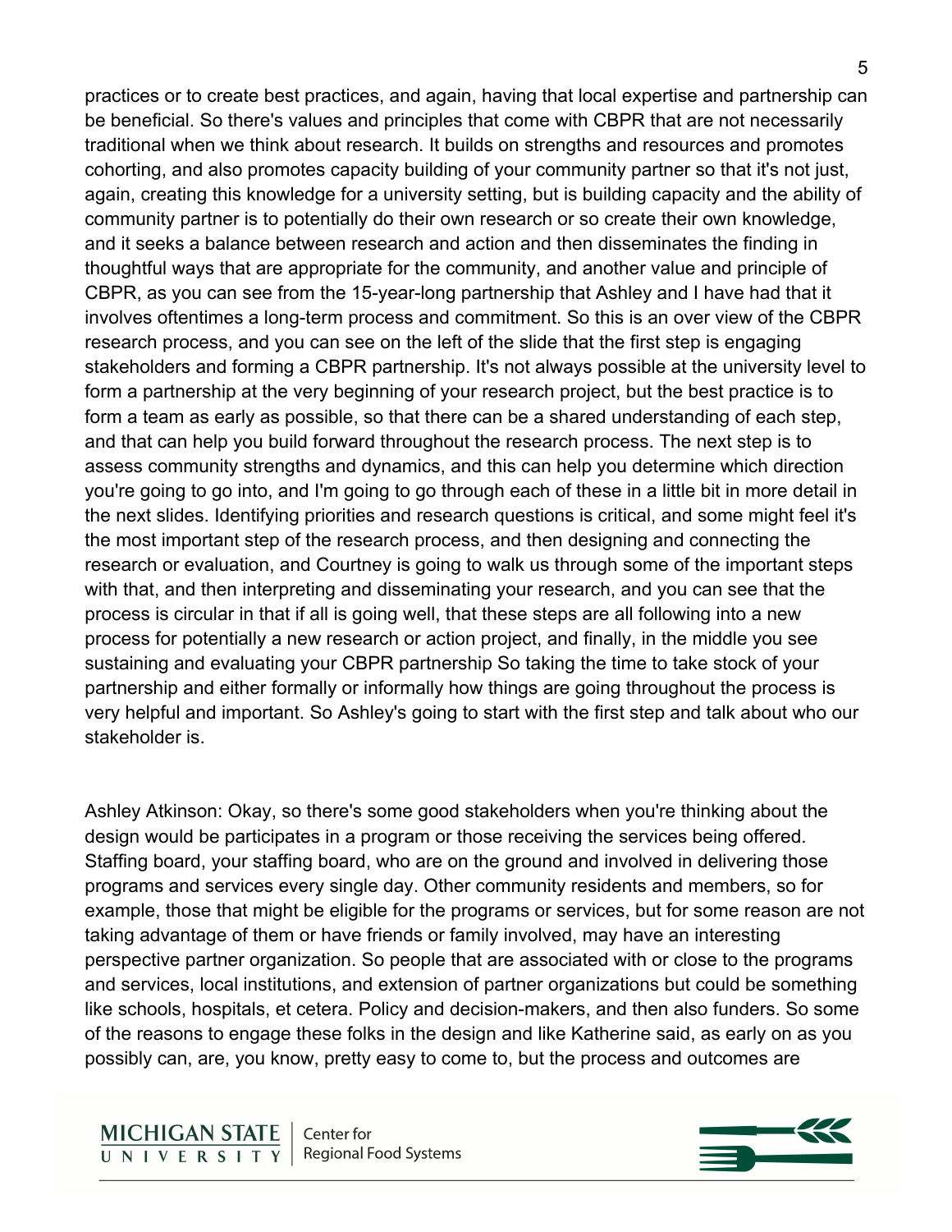practices or to create best practices, and again, having that local expertise and partnership can be beneficial. So there's values and principles that come with CBPR that are not necessarily traditional when we think about research. It builds on strengths and resources and promotes cohorting, and also promotes capacity building of your community partner so that it's not just, again, creating this knowledge for a university setting, but is building capacity and the ability of community partner is to potentially do their own research or so create their own knowledge, and it seeks a balance between research and action and then disseminates the finding in thoughtful ways that are appropriate for the community, and another value and principle of CBPR, as you can see from the 15-year-long partnership that Ashley and I have had that it involves oftentimes a long-term process and commitment. So this is an over view of the CBPR research process, and you can see on the left of the slide that the first step is engaging stakeholders and forming a CBPR partnership. It's not always possible at the university level to form a partnership at the very beginning of your research project, but the best practice is to form a team as early as possible, so that there can be a shared understanding of each step, and that can help you build forward throughout the research process. The next step is to assess community strengths and dynamics, and this can help you determine which direction you're going to go into, and I'm going to go through each of these in a little bit in more detail in the next slides. Identifying priorities and research questions is critical, and some might feel it's the most important step of the research process, and then designing and connecting the research or evaluation, and Courtney is going to walk us through some of the important steps with that, and then interpreting and disseminating your research, and you can see that the process is circular in that if all is going well, that these steps are all following into a new process for potentially a new research or action project, and finally, in the middle you see sustaining and evaluating your CBPR partnership So taking the time to take stock of your partnership and either formally or informally how things are going throughout the process is very helpful and important. So Ashley's going to start with the first step and talk about who our stakeholder is.

Ashley Atkinson: Okay, so there's some good stakeholders when you're thinking about the design would be participates in a program or those receiving the services being offered. Staffing board, your staffing board, who are on the ground and involved in delivering those programs and services every single day. Other community residents and members, so for example, those that might be eligible for the programs or services, but for some reason are not taking advantage of them or have friends or family involved, may have an interesting perspective partner organization. So people that are associated with or close to the programs and services, local institutions, and extension of partner organizations but could be something like schools, hospitals, et cetera. Policy and decision-makers, and then also funders. So some of the reasons to engage these folks in the design and like Katherine said, as early on as you possibly can, are, you know, pretty easy to come to, but the process and outcomes are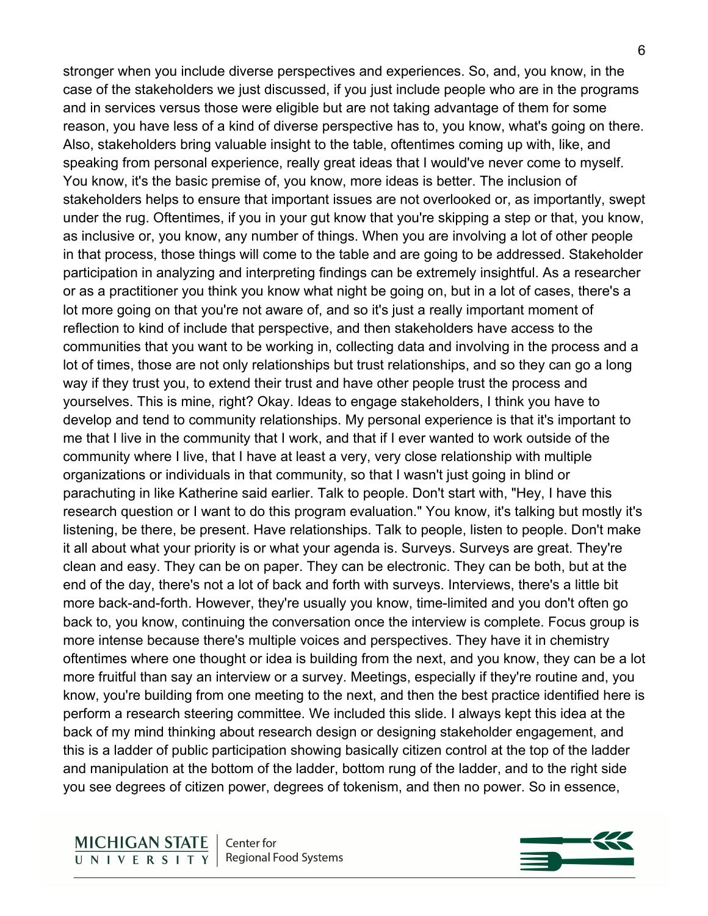stronger when you include diverse perspectives and experiences. So, and, you know, in the case of the stakeholders we just discussed, if you just include people who are in the programs and in services versus those were eligible but are not taking advantage of them for some reason, you have less of a kind of diverse perspective has to, you know, what's going on there. Also, stakeholders bring valuable insight to the table, oftentimes coming up with, like, and speaking from personal experience, really great ideas that I would've never come to myself. You know, it's the basic premise of, you know, more ideas is better. The inclusion of stakeholders helps to ensure that important issues are not overlooked or, as importantly, swept under the rug. Oftentimes, if you in your gut know that you're skipping a step or that, you know, as inclusive or, you know, any number of things. When you are involving a lot of other people in that process, those things will come to the table and are going to be addressed. Stakeholder participation in analyzing and interpreting findings can be extremely insightful. As a researcher or as a practitioner you think you know what night be going on, but in a lot of cases, there's a lot more going on that you're not aware of, and so it's just a really important moment of reflection to kind of include that perspective, and then stakeholders have access to the communities that you want to be working in, collecting data and involving in the process and a lot of times, those are not only relationships but trust relationships, and so they can go a long way if they trust you, to extend their trust and have other people trust the process and yourselves. This is mine, right? Okay. Ideas to engage stakeholders, I think you have to develop and tend to community relationships. My personal experience is that it's important to me that I live in the community that I work, and that if I ever wanted to work outside of the community where I live, that I have at least a very, very close relationship with multiple organizations or individuals in that community, so that I wasn't just going in blind or parachuting in like Katherine said earlier. Talk to people. Don't start with, "Hey, I have this research question or I want to do this program evaluation." You know, it's talking but mostly it's listening, be there, be present. Have relationships. Talk to people, listen to people. Don't make it all about what your priority is or what your agenda is. Surveys. Surveys are great. They're clean and easy. They can be on paper. They can be electronic. They can be both, but at the end of the day, there's not a lot of back and forth with surveys. Interviews, there's a little bit more back-and-forth. However, they're usually you know, time-limited and you don't often go back to, you know, continuing the conversation once the interview is complete. Focus group is more intense because there's multiple voices and perspectives. They have it in chemistry oftentimes where one thought or idea is building from the next, and you know, they can be a lot more fruitful than say an interview or a survey. Meetings, especially if they're routine and, you know, you're building from one meeting to the next, and then the best practice identified here is perform a research steering committee. We included this slide. I always kept this idea at the back of my mind thinking about research design or designing stakeholder engagement, and this is a ladder of public participation showing basically citizen control at the top of the ladder and manipulation at the bottom of the ladder, bottom rung of the ladder, and to the right side you see degrees of citizen power, degrees of tokenism, and then no power. So in essence,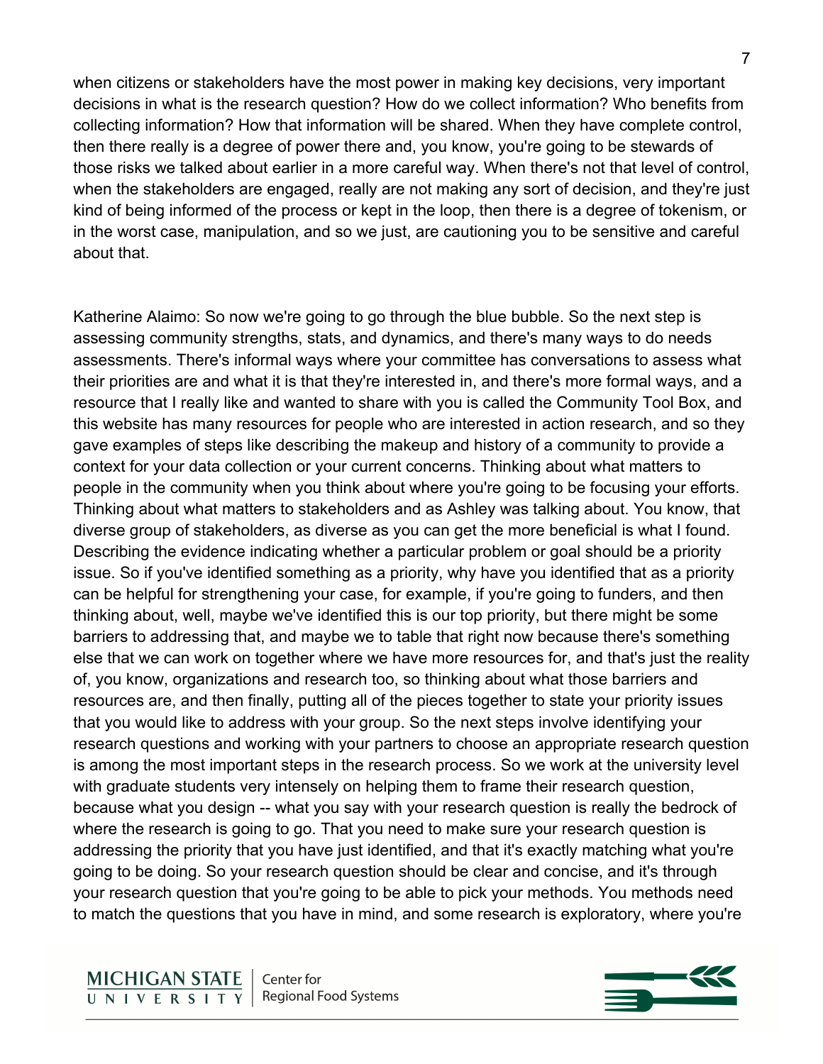when citizens or stakeholders have the most power in making key decisions, very important decisions in what is the research question? How do we collect information? Who benefits from collecting information? How that information will be shared. When they have complete control, then there really is a degree of power there and, you know, you're going to be stewards of those risks we talked about earlier in a more careful way. When there's not that level of control, when the stakeholders are engaged, really are not making any sort of decision, and they're just kind of being informed of the process or kept in the loop, then there is a degree of tokenism, or in the worst case, manipulation, and so we just, are cautioning you to be sensitive and careful about that.

Katherine Alaimo: So now we're going to go through the blue bubble. So the next step is assessing community strengths, stats, and dynamics, and there's many ways to do needs assessments. There's informal ways where your committee has conversations to assess what their priorities are and what it is that they're interested in, and there's more formal ways, and a resource that I really like and wanted to share with you is called the Community Tool Box, and this website has many resources for people who are interested in action research, and so they gave examples of steps like describing the makeup and history of a community to provide a context for your data collection or your current concerns. Thinking about what matters to people in the community when you think about where you're going to be focusing your efforts. Thinking about what matters to stakeholders and as Ashley was talking about. You know, that diverse group of stakeholders, as diverse as you can get the more beneficial is what I found. Describing the evidence indicating whether a particular problem or goal should be a priority issue. So if you've identified something as a priority, why have you identified that as a priority can be helpful for strengthening your case, for example, if you're going to funders, and then thinking about, well, maybe we've identified this is our top priority, but there might be some barriers to addressing that, and maybe we to table that right now because there's something else that we can work on together where we have more resources for, and that's just the reality of, you know, organizations and research too, so thinking about what those barriers and resources are, and then finally, putting all of the pieces together to state your priority issues that you would like to address with your group. So the next steps involve identifying your research questions and working with your partners to choose an appropriate research question is among the most important steps in the research process. So we work at the university level with graduate students very intensely on helping them to frame their research question, because what you design -- what you say with your research question is really the bedrock of where the research is going to go. That you need to make sure your research question is addressing the priority that you have just identified, and that it's exactly matching what you're going to be doing. So your research question should be clear and concise, and it's through your research question that you're going to be able to pick your methods. You methods need to match the questions that you have in mind, and some research is exploratory, where you're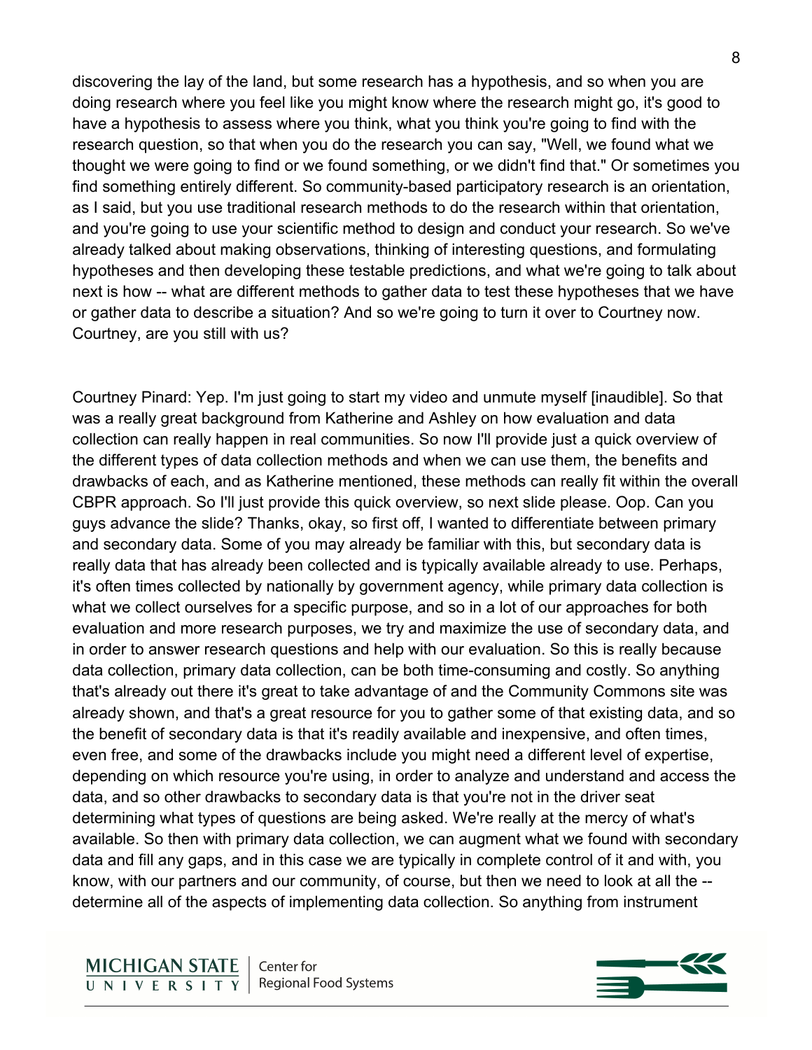discovering the lay of the land, but some research has a hypothesis, and so when you are doing research where you feel like you might know where the research might go, it's good to have a hypothesis to assess where you think, what you think you're going to find with the research question, so that when you do the research you can say, "Well, we found what we thought we were going to find or we found something, or we didn't find that." Or sometimes you find something entirely different. So community-based participatory research is an orientation, as I said, but you use traditional research methods to do the research within that orientation, and you're going to use your scientific method to design and conduct your research. So we've already talked about making observations, thinking of interesting questions, and formulating hypotheses and then developing these testable predictions, and what we're going to talk about next is how -- what are different methods to gather data to test these hypotheses that we have or gather data to describe a situation? And so we're going to turn it over to Courtney now. Courtney, are you still with us?

Courtney Pinard: Yep. I'm just going to start my video and unmute myself [inaudible]. So that was a really great background from Katherine and Ashley on how evaluation and data collection can really happen in real communities. So now I'll provide just a quick overview of the different types of data collection methods and when we can use them, the benefits and drawbacks of each, and as Katherine mentioned, these methods can really fit within the overall CBPR approach. So I'll just provide this quick overview, so next slide please. Oop. Can you guys advance the slide? Thanks, okay, so first off, I wanted to differentiate between primary and secondary data. Some of you may already be familiar with this, but secondary data is really data that has already been collected and is typically available already to use. Perhaps, it's often times collected by nationally by government agency, while primary data collection is what we collect ourselves for a specific purpose, and so in a lot of our approaches for both evaluation and more research purposes, we try and maximize the use of secondary data, and in order to answer research questions and help with our evaluation. So this is really because data collection, primary data collection, can be both time-consuming and costly. So anything that's already out there it's great to take advantage of and the Community Commons site was already shown, and that's a great resource for you to gather some of that existing data, and so the benefit of secondary data is that it's readily available and inexpensive, and often times, even free, and some of the drawbacks include you might need a different level of expertise, depending on which resource you're using, in order to analyze and understand and access the data, and so other drawbacks to secondary data is that you're not in the driver seat determining what types of questions are being asked. We're really at the mercy of what's available. So then with primary data collection, we can augment what we found with secondary data and fill any gaps, and in this case we are typically in complete control of it and with, you know, with our partners and our community, of course, but then we need to look at all the -- determine all of the aspects of implementing data collection. So anything from instrument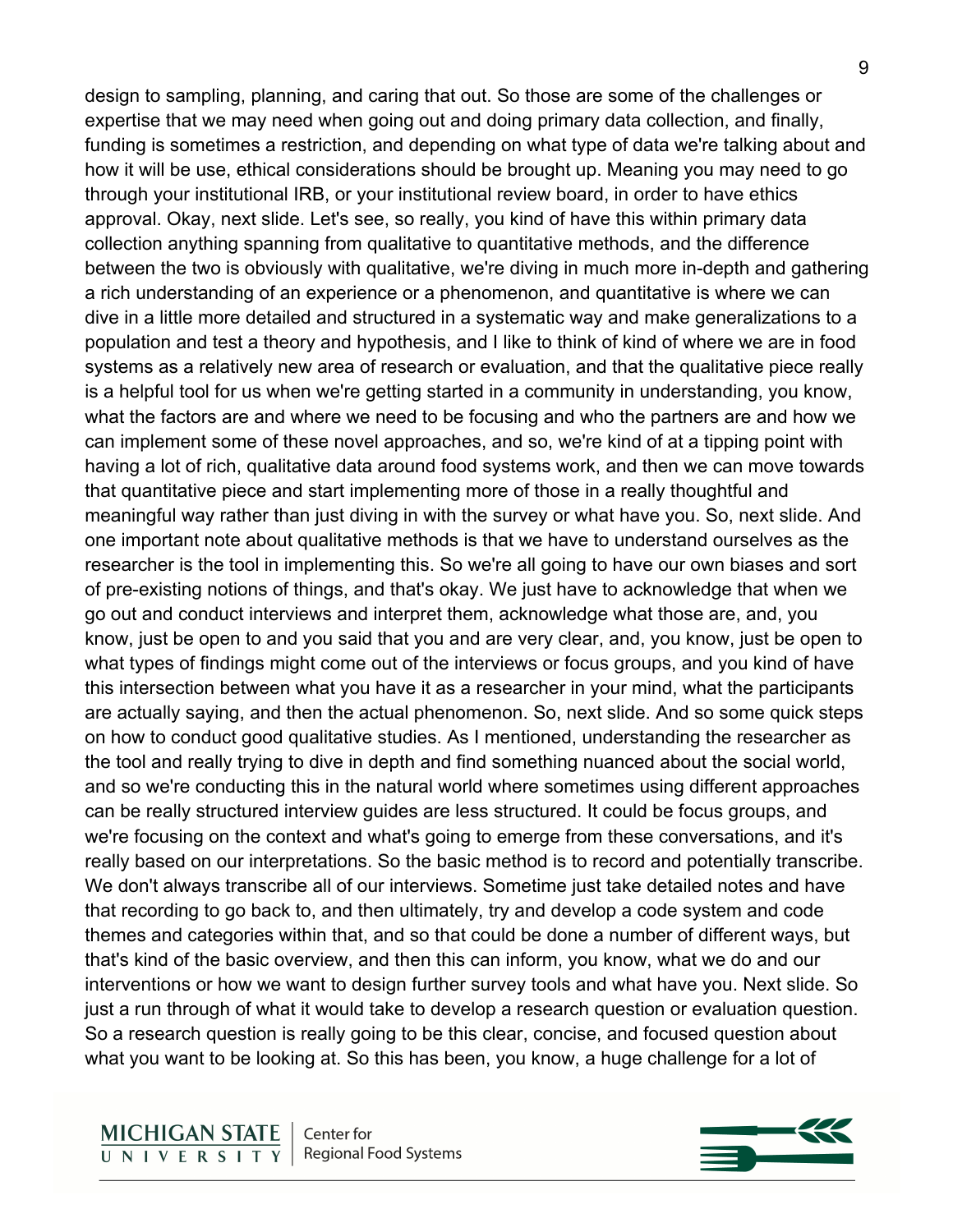design to sampling, planning, and caring that out. So those are some of the challenges or expertise that we may need when going out and doing primary data collection, and finally, funding is sometimes a restriction, and depending on what type of data we're talking about and how it will be use, ethical considerations should be brought up. Meaning you may need to go through your institutional IRB, or your institutional review board, in order to have ethics approval. Okay, next slide. Let's see, so really, you kind of have this within primary data collection anything spanning from qualitative to quantitative methods, and the difference between the two is obviously with qualitative, we're diving in much more in-depth and gathering a rich understanding of an experience or a phenomenon, and quantitative is where we can dive in a little more detailed and structured in a systematic way and make generalizations to a population and test a theory and hypothesis, and I like to think of kind of where we are in food systems as a relatively new area of research or evaluation, and that the qualitative piece really is a helpful tool for us when we're getting started in a community in understanding, you know, what the factors are and where we need to be focusing and who the partners are and how we can implement some of these novel approaches, and so, we're kind of at a tipping point with having a lot of rich, qualitative data around food systems work, and then we can move towards that quantitative piece and start implementing more of those in a really thoughtful and meaningful way rather than just diving in with the survey or what have you. So, next slide. And one important note about qualitative methods is that we have to understand ourselves as the researcher is the tool in implementing this. So we're all going to have our own biases and sort of pre-existing notions of things, and that's okay. We just have to acknowledge that when we go out and conduct interviews and interpret them, acknowledge what those are, and, you know, just be open to and you said that you and are very clear, and, you know, just be open to what types of findings might come out of the interviews or focus groups, and you kind of have this intersection between what you have it as a researcher in your mind, what the participants are actually saying, and then the actual phenomenon. So, next slide. And so some quick steps on how to conduct good qualitative studies. As I mentioned, understanding the researcher as the tool and really trying to dive in depth and find something nuanced about the social world, and so we're conducting this in the natural world where sometimes using different approaches can be really structured interview guides are less structured. It could be focus groups, and we're focusing on the context and what's going to emerge from these conversations, and it's really based on our interpretations. So the basic method is to record and potentially transcribe. We don't always transcribe all of our interviews. Sometime just take detailed notes and have that recording to go back to, and then ultimately, try and develop a code system and code themes and categories within that, and so that could be done a number of different ways, but that's kind of the basic overview, and then this can inform, you know, what we do and our interventions or how we want to design further survey tools and what have you. Next slide. So just a run through of what it would take to develop a research question or evaluation question. So a research question is really going to be this clear, concise, and focused question about what you want to be looking at. So this has been, you know, a huge challenge for a lot of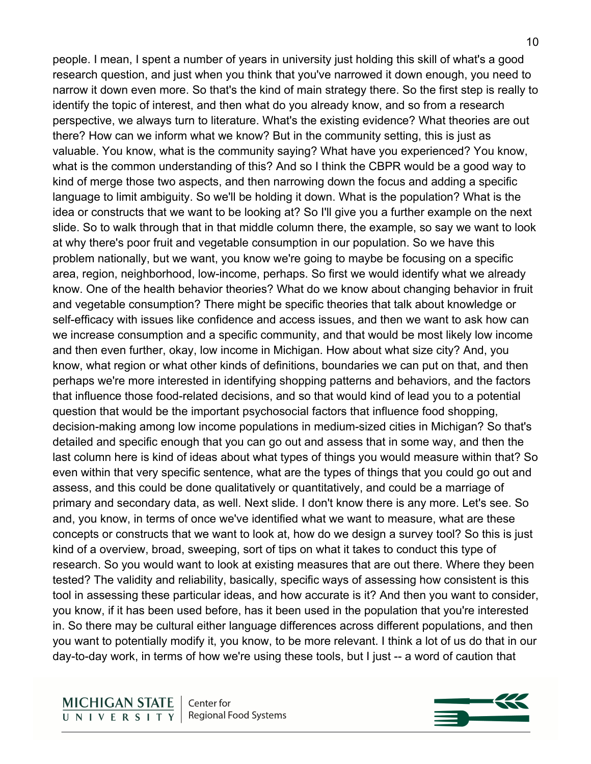people. I mean, I spent a number of years in university just holding this skill of what's a good research question, and just when you think that you've narrowed it down enough, you need to narrow it down even more. So that's the kind of main strategy there. So the first step is really to identify the topic of interest, and then what do you already know, and so from a research perspective, we always turn to literature. What's the existing evidence? What theories are out there? How can we inform what we know? But in the community setting, this is just as valuable. You know, what is the community saying? What have you experienced? You know, what is the common understanding of this? And so I think the CBPR would be a good way to kind of merge those two aspects, and then narrowing down the focus and adding a specific language to limit ambiguity. So we'll be holding it down. What is the population? What is the idea or constructs that we want to be looking at? So I'll give you a further example on the next slide. So to walk through that in that middle column there, the example, so say we want to look at why there's poor fruit and vegetable consumption in our population. So we have this problem nationally, but we want, you know we're going to maybe be focusing on a specific area, region, neighborhood, low-income, perhaps. So first we would identify what we already know. One of the health behavior theories? What do we know about changing behavior in fruit and vegetable consumption? There might be specific theories that talk about knowledge or self-efficacy with issues like confidence and access issues, and then we want to ask how can we increase consumption and a specific community, and that would be most likely low income and then even further, okay, low income in Michigan. How about what size city? And, you know, what region or what other kinds of definitions, boundaries we can put on that, and then perhaps we're more interested in identifying shopping patterns and behaviors, and the factors that influence those food-related decisions, and so that would kind of lead you to a potential question that would be the important psychosocial factors that influence food shopping, decision-making among low income populations in medium-sized cities in Michigan? So that's detailed and specific enough that you can go out and assess that in some way, and then the last column here is kind of ideas about what types of things you would measure within that? So even within that very specific sentence, what are the types of things that you could go out and assess, and this could be done qualitatively or quantitatively, and could be a marriage of primary and secondary data, as well. Next slide. I don't know there is any more. Let's see. So and, you know, in terms of once we've identified what we want to measure, what are these concepts or constructs that we want to look at, how do we design a survey tool? So this is just kind of a overview, broad, sweeping, sort of tips on what it takes to conduct this type of research. So you would want to look at existing measures that are out there. Where they been tested? The validity and reliability, basically, specific ways of assessing how consistent is this tool in assessing these particular ideas, and how accurate is it? And then you want to consider, you know, if it has been used before, has it been used in the population that you're interested in. So there may be cultural either language differences across different populations, and then you want to potentially modify it, you know, to be more relevant. I think a lot of us do that in our day-to-day work, in terms of how we're using these tools, but I just -- a word of caution that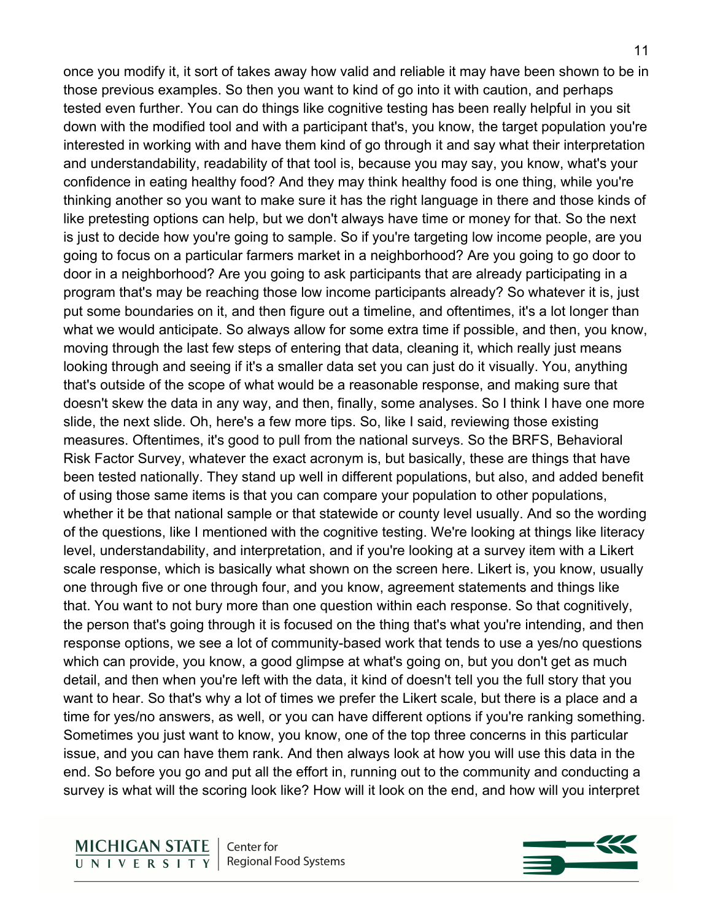once you modify it, it sort of takes away how valid and reliable it may have been shown to be in those previous examples. So then you want to kind of go into it with caution, and perhaps tested even further. You can do things like cognitive testing has been really helpful in you sit down with the modified tool and with a participant that's, you know, the target population you're interested in working with and have them kind of go through it and say what their interpretation and understandability, readability of that tool is, because you may say, you know, what's your confidence in eating healthy food? And they may think healthy food is one thing, while you're thinking another so you want to make sure it has the right language in there and those kinds of like pretesting options can help, but we don't always have time or money for that. So the next is just to decide how you're going to sample. So if you're targeting low income people, are you going to focus on a particular farmers market in a neighborhood? Are you going to go door to door in a neighborhood? Are you going to ask participants that are already participating in a program that's may be reaching those low income participants already? So whatever it is, just put some boundaries on it, and then figure out a timeline, and oftentimes, it's a lot longer than what we would anticipate. So always allow for some extra time if possible, and then, you know, moving through the last few steps of entering that data, cleaning it, which really just means looking through and seeing if it's a smaller data set you can just do it visually. You, anything that's outside of the scope of what would be a reasonable response, and making sure that doesn't skew the data in any way, and then, finally, some analyses. So I think I have one more slide, the next slide. Oh, here's a few more tips. So, like I said, reviewing those existing measures. Oftentimes, it's good to pull from the national surveys. So the BRFS, Behavioral Risk Factor Survey, whatever the exact acronym is, but basically, these are things that have been tested nationally. They stand up well in different populations, but also, and added benefit of using those same items is that you can compare your population to other populations, whether it be that national sample or that statewide or county level usually. And so the wording of the questions, like I mentioned with the cognitive testing. We're looking at things like literacy level, understandability, and interpretation, and if you're looking at a survey item with a Likert scale response, which is basically what shown on the screen here. Likert is, you know, usually one through five or one through four, and you know, agreement statements and things like that. You want to not bury more than one question within each response. So that cognitively, the person that's going through it is focused on the thing that's what you're intending, and then response options, we see a lot of community-based work that tends to use a yes/no questions which can provide, you know, a good glimpse at what's going on, but you don't get as much detail, and then when you're left with the data, it kind of doesn't tell you the full story that you want to hear. So that's why a lot of times we prefer the Likert scale, but there is a place and a time for yes/no answers, as well, or you can have different options if you're ranking something. Sometimes you just want to know, you know, one of the top three concerns in this particular issue, and you can have them rank. And then always look at how you will use this data in the end. So before you go and put all the effort in, running out to the community and conducting a survey is what will the scoring look like? How will it look on the end, and how will you interpret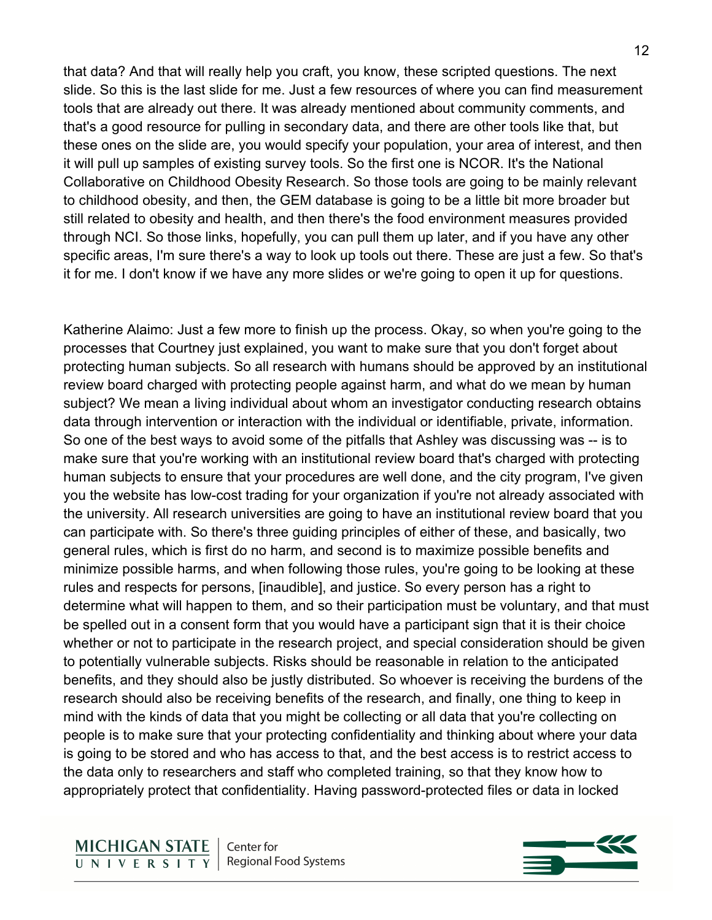that data? And that will really help you craft, you know, these scripted questions. The next slide. So this is the last slide for me. Just a few resources of where you can find measurement tools that are already out there. It was already mentioned about community comments, and that's a good resource for pulling in secondary data, and there are other tools like that, but these ones on the slide are, you would specify your population, your area of interest, and then it will pull up samples of existing survey tools. So the first one is NCOR. It's the National Collaborative on Childhood Obesity Research. So those tools are going to be mainly relevant to childhood obesity, and then, the GEM database is going to be a little bit more broader but still related to obesity and health, and then there's the food environment measures provided through NCI. So those links, hopefully, you can pull them up later, and if you have any other specific areas, I'm sure there's a way to look up tools out there. These are just a few. So that's it for me. I don't know if we have any more slides or we're going to open it up for questions.

Katherine Alaimo: Just a few more to finish up the process. Okay, so when you're going to the processes that Courtney just explained, you want to make sure that you don't forget about protecting human subjects. So all research with humans should be approved by an institutional review board charged with protecting people against harm, and what do we mean by human subject? We mean a living individual about whom an investigator conducting research obtains data through intervention or interaction with the individual or identifiable, private, information. So one of the best ways to avoid some of the pitfalls that Ashley was discussing was -- is to make sure that you're working with an institutional review board that's charged with protecting human subjects to ensure that your procedures are well done, and the city program, I've given you the website has low-cost trading for your organization if you're not already associated with the university. All research universities are going to have an institutional review board that you can participate with. So there's three guiding principles of either of these, and basically, two general rules, which is first do no harm, and second is to maximize possible benefits and minimize possible harms, and when following those rules, you're going to be looking at these rules and respects for persons, [inaudible], and justice. So every person has a right to determine what will happen to them, and so their participation must be voluntary, and that must be spelled out in a consent form that you would have a participant sign that it is their choice whether or not to participate in the research project, and special consideration should be given to potentially vulnerable subjects. Risks should be reasonable in relation to the anticipated benefits, and they should also be justly distributed. So whoever is receiving the burdens of the research should also be receiving benefits of the research, and finally, one thing to keep in mind with the kinds of data that you might be collecting or all data that you're collecting on people is to make sure that your protecting confidentiality and thinking about where your data is going to be stored and who has access to that, and the best access is to restrict access to the data only to researchers and staff who completed training, so that they know how to appropriately protect that confidentiality. Having password-protected files or data in locked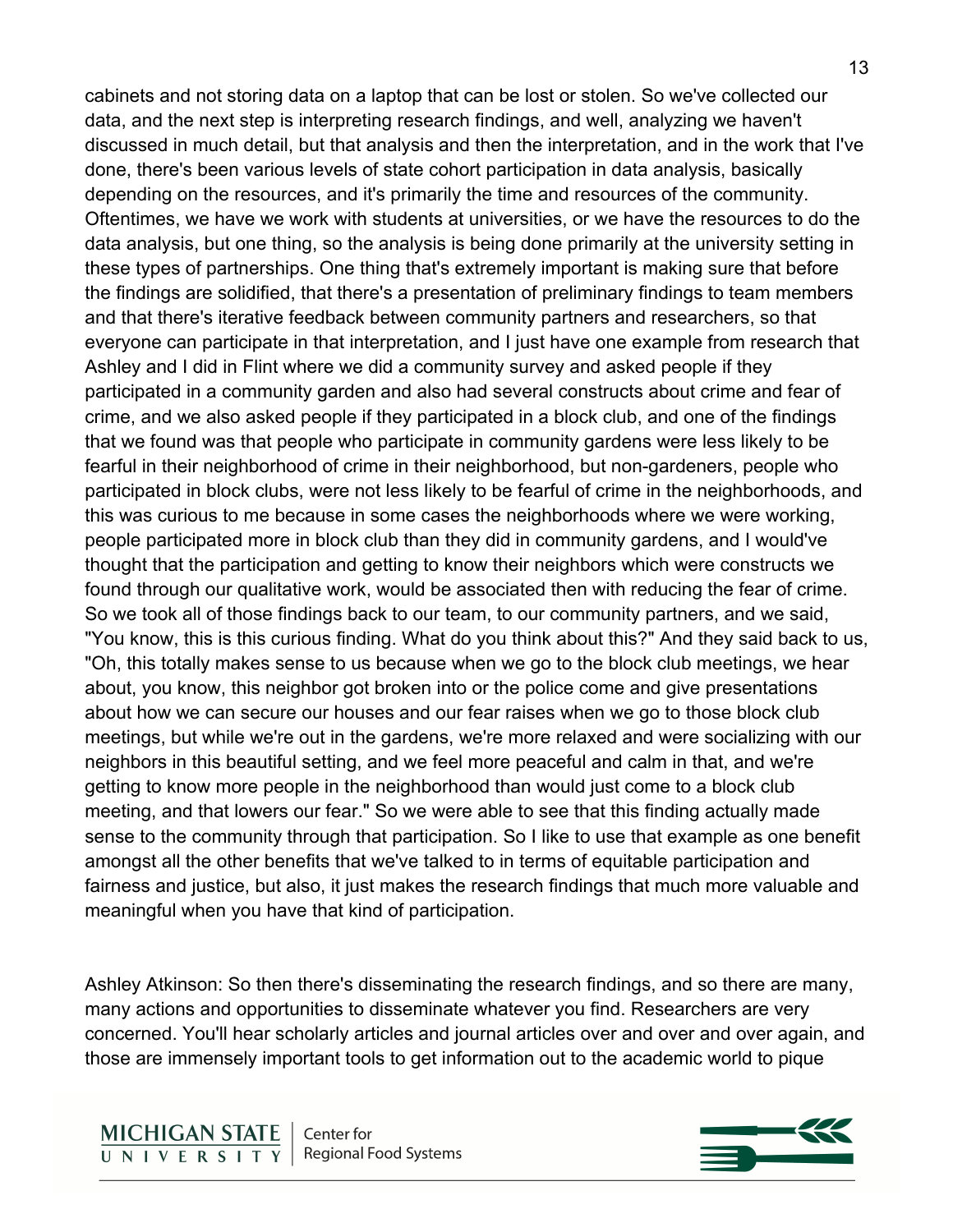cabinets and not storing data on a laptop that can be lost or stolen. So we've collected our data, and the next step is interpreting research findings, and well, analyzing we haven't discussed in much detail, but that analysis and then the interpretation, and in the work that I've done, there's been various levels of state cohort participation in data analysis, basically depending on the resources, and it's primarily the time and resources of the community. Oftentimes, we have we work with students at universities, or we have the resources to do the data analysis, but one thing, so the analysis is being done primarily at the university setting in these types of partnerships. One thing that's extremely important is making sure that before the findings are solidified, that there's a presentation of preliminary findings to team members and that there's iterative feedback between community partners and researchers, so that everyone can participate in that interpretation, and I just have one example from research that Ashley and I did in Flint where we did a community survey and asked people if they participated in a community garden and also had several constructs about crime and fear of crime, and we also asked people if they participated in a block club, and one of the findings that we found was that people who participate in community gardens were less likely to be fearful in their neighborhood of crime in their neighborhood, but non-gardeners, people who participated in block clubs, were not less likely to be fearful of crime in the neighborhoods, and this was curious to me because in some cases the neighborhoods where we were working, people participated more in block club than they did in community gardens, and I would've thought that the participation and getting to know their neighbors which were constructs we found through our qualitative work, would be associated then with reducing the fear of crime. So we took all of those findings back to our team, to our community partners, and we said, "You know, this is this curious finding. What do you think about this?" And they said back to us, "Oh, this totally makes sense to us because when we go to the block club meetings, we hear about, you know, this neighbor got broken into or the police come and give presentations about how we can secure our houses and our fear raises when we go to those block club meetings, but while we're out in the gardens, we're more relaxed and were socializing with our neighbors in this beautiful setting, and we feel more peaceful and calm in that, and we're getting to know more people in the neighborhood than would just come to a block club meeting, and that lowers our fear." So we were able to see that this finding actually made sense to the community through that participation. So I like to use that example as one benefit amongst all the other benefits that we've talked to in terms of equitable participation and fairness and justice, but also, it just makes the research findings that much more valuable and meaningful when you have that kind of participation.

Ashley Atkinson: So then there's disseminating the research findings, and so there are many, many actions and opportunities to disseminate whatever you find. Researchers are very concerned. You'll hear scholarly articles and journal articles over and over and over again, and those are immensely important tools to get information out to the academic world to pique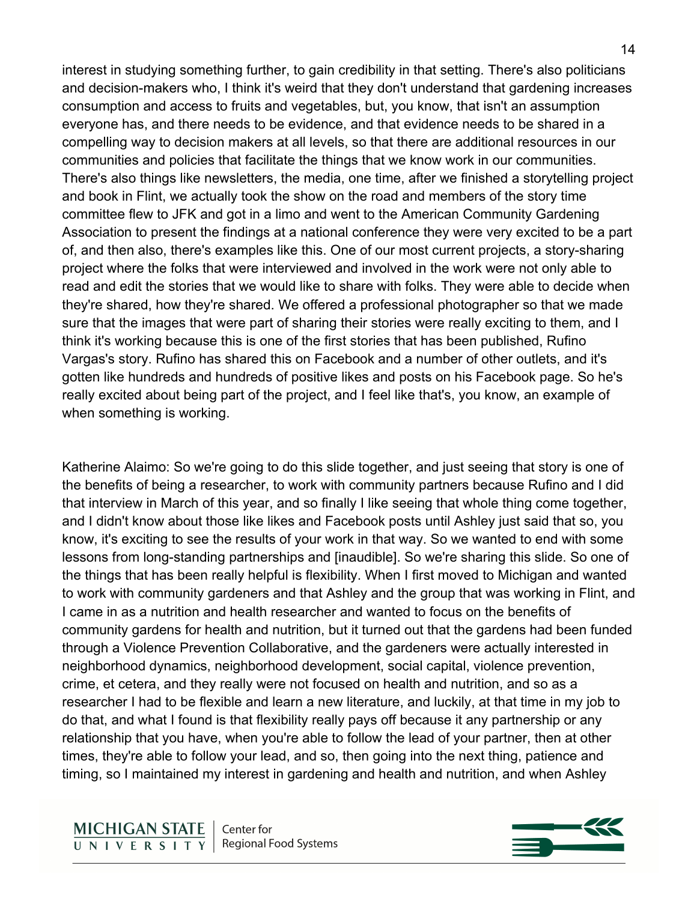interest in studying something further, to gain credibility in that setting. There's also politicians and decision-makers who, I think it's weird that they don't understand that gardening increases consumption and access to fruits and vegetables, but, you know, that isn't an assumption everyone has, and there needs to be evidence, and that evidence needs to be shared in a compelling way to decision makers at all levels, so that there are additional resources in our communities and policies that facilitate the things that we know work in our communities. There's also things like newsletters, the media, one time, after we finished a storytelling project and book in Flint, we actually took the show on the road and members of the story time committee flew to JFK and got in a limo and went to the American Community Gardening Association to present the findings at a national conference they were very excited to be a part of, and then also, there's examples like this. One of our most current projects, a story-sharing project where the folks that were interviewed and involved in the work were not only able to read and edit the stories that we would like to share with folks. They were able to decide when they're shared, how they're shared. We offered a professional photographer so that we made sure that the images that were part of sharing their stories were really exciting to them, and I think it's working because this is one of the first stories that has been published, Rufino Vargas's story. Rufino has shared this on Facebook and a number of other outlets, and it's gotten like hundreds and hundreds of positive likes and posts on his Facebook page. So he's really excited about being part of the project, and I feel like that's, you know, an example of when something is working.

Katherine Alaimo: So we're going to do this slide together, and just seeing that story is one of the benefits of being a researcher, to work with community partners because Rufino and I did that interview in March of this year, and so finally I like seeing that whole thing come together, and I didn't know about those like likes and Facebook posts until Ashley just said that so, you know, it's exciting to see the results of your work in that way. So we wanted to end with some lessons from long-standing partnerships and [inaudible]. So we're sharing this slide. So one of the things that has been really helpful is flexibility. When I first moved to Michigan and wanted to work with community gardeners and that Ashley and the group that was working in Flint, and I came in as a nutrition and health researcher and wanted to focus on the benefits of community gardens for health and nutrition, but it turned out that the gardens had been funded through a Violence Prevention Collaborative, and the gardeners were actually interested in neighborhood dynamics, neighborhood development, social capital, violence prevention, crime, et cetera, and they really were not focused on health and nutrition, and so as a researcher I had to be flexible and learn a new literature, and luckily, at that time in my job to do that, and what I found is that flexibility really pays off because it any partnership or any relationship that you have, when you're able to follow the lead of your partner, then at other times, they're able to follow your lead, and so, then going into the next thing, patience and timing, so I maintained my interest in gardening and health and nutrition, and when Ashley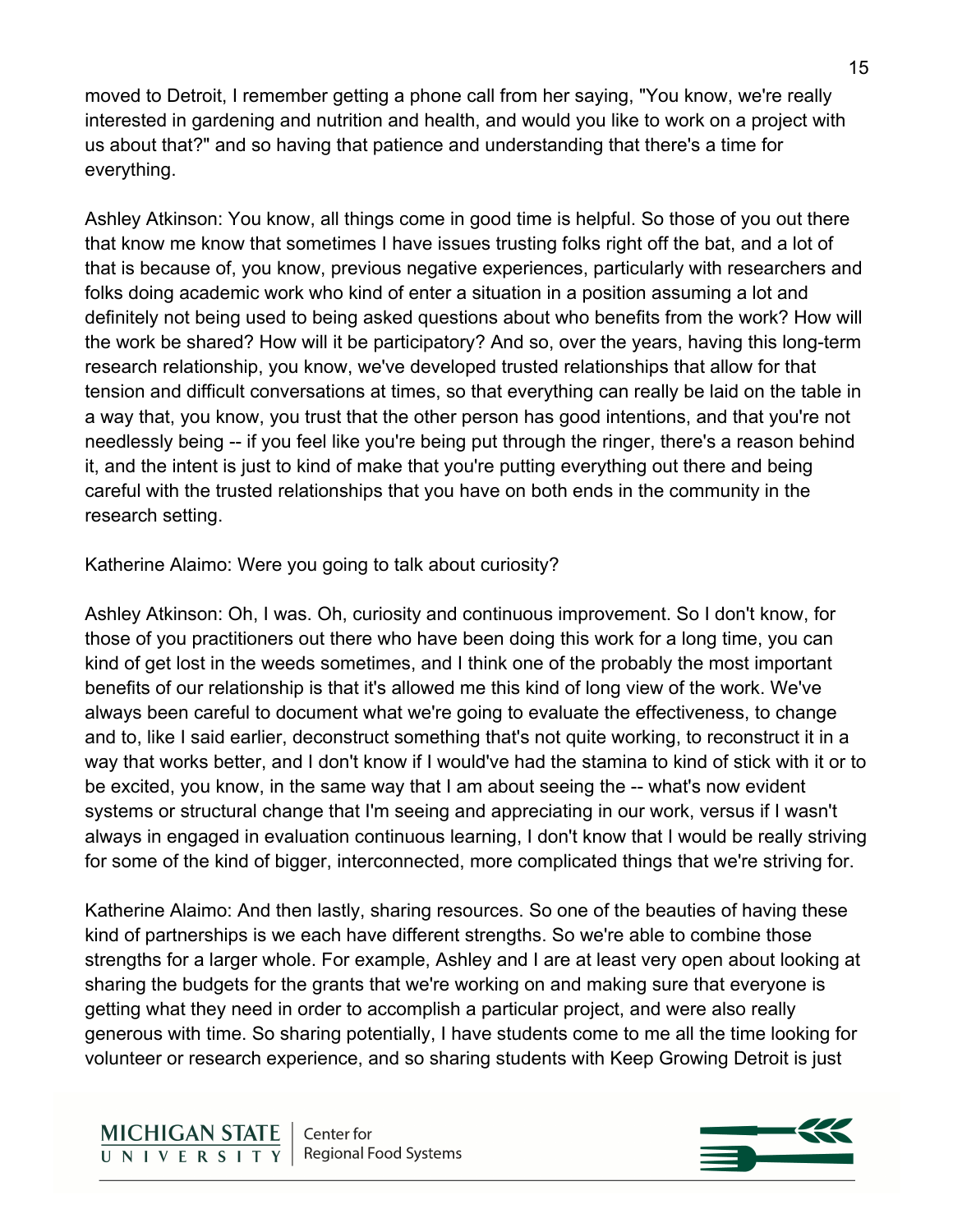moved to Detroit, I remember getting a phone call from her saying, "You know, we're really interested in gardening and nutrition and health, and would you like to work on a project with us about that?" and so having that patience and understanding that there's a time for everything.

Ashley Atkinson: You know, all things come in good time is helpful. So those of you out there that know me know that sometimes I have issues trusting folks right off the bat, and a lot of that is because of, you know, previous negative experiences, particularly with researchers and folks doing academic work who kind of enter a situation in a position assuming a lot and definitely not being used to being asked questions about who benefits from the work? How will the work be shared? How will it be participatory? And so, over the years, having this long-term research relationship, you know, we've developed trusted relationships that allow for that tension and difficult conversations at times, so that everything can really be laid on the table in a way that, you know, you trust that the other person has good intentions, and that you're not needlessly being -- if you feel like you're being put through the ringer, there's a reason behind it, and the intent is just to kind of make that you're putting everything out there and being careful with the trusted relationships that you have on both ends in the community in the research setting.

Katherine Alaimo: Were you going to talk about curiosity?

Ashley Atkinson: Oh, I was. Oh, curiosity and continuous improvement. So I don't know, for those of you practitioners out there who have been doing this work for a long time, you can kind of get lost in the weeds sometimes, and I think one of the probably the most important benefits of our relationship is that it's allowed me this kind of long view of the work. We've always been careful to document what we're going to evaluate the effectiveness, to change and to, like I said earlier, deconstruct something that's not quite working, to reconstruct it in a way that works better, and I don't know if I would've had the stamina to kind of stick with it or to be excited, you know, in the same way that I am about seeing the -- what's now evident systems or structural change that I'm seeing and appreciating in our work, versus if I wasn't always in engaged in evaluation continuous learning, I don't know that I would be really striving for some of the kind of bigger, interconnected, more complicated things that we're striving for.

Katherine Alaimo: And then lastly, sharing resources. So one of the beauties of having these kind of partnerships is we each have different strengths. So we're able to combine those strengths for a larger whole. For example, Ashley and I are at least very open about looking at sharing the budgets for the grants that we're working on and making sure that everyone is getting what they need in order to accomplish a particular project, and were also really generous with time. So sharing potentially, I have students come to me all the time looking for volunteer or research experience, and so sharing students with Keep Growing Detroit is just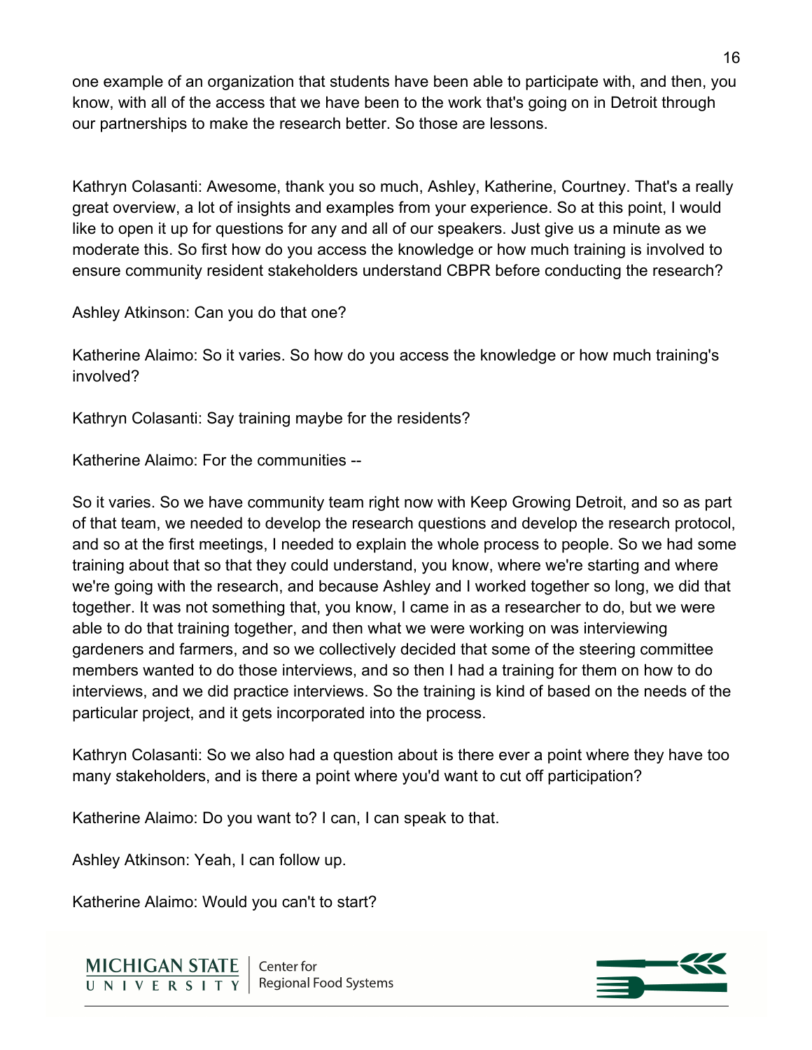one example of an organization that students have been able to participate with, and then, you know, with all of the access that we have been to the work that's going on in Detroit through our partnerships to make the research better. So those are lessons.

Kathryn Colasanti: Awesome, thank you so much, Ashley, Katherine, Courtney. That's a really great overview, a lot of insights and examples from your experience. So at this point, I would like to open it up for questions for any and all of our speakers. Just give us a minute as we moderate this. So first how do you access the knowledge or how much training is involved to ensure community resident stakeholders understand CBPR before conducting the research?

Ashley Atkinson: Can you do that one?

Katherine Alaimo: So it varies. So how do you access the knowledge or how much training's involved?

Kathryn Colasanti: Say training maybe for the residents?

Katherine Alaimo: For the communities --

So it varies. So we have community team right now with Keep Growing Detroit, and so as part of that team, we needed to develop the research questions and develop the research protocol, and so at the first meetings, I needed to explain the whole process to people. So we had some training about that so that they could understand, you know, where we're starting and where we're going with the research, and because Ashley and I worked together so long, we did that together. It was not something that, you know, I came in as a researcher to do, but we were able to do that training together, and then what we were working on was interviewing gardeners and farmers, and so we collectively decided that some of the steering committee members wanted to do those interviews, and so then I had a training for them on how to do interviews, and we did practice interviews. So the training is kind of based on the needs of the particular project, and it gets incorporated into the process.

Kathryn Colasanti: So we also had a question about is there ever a point where they have too many stakeholders, and is there a point where you'd want to cut off participation?

Katherine Alaimo: Do you want to? I can, I can speak to that.

Ashley Atkinson: Yeah, I can follow up.

Katherine Alaimo: Would you can't to start?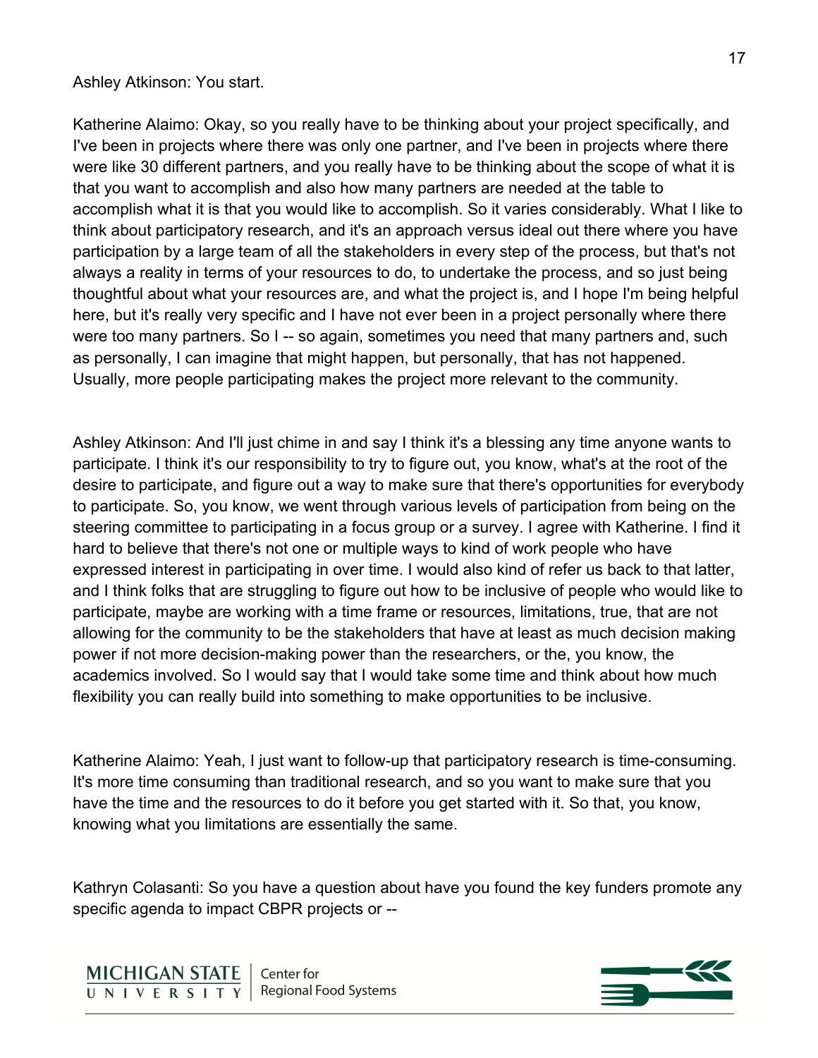Ashley Atkinson: You start.

Katherine Alaimo: Okay, so you really have to be thinking about your project specifically, and I've been in projects where there was only one partner, and I've been in projects where there were like 30 different partners, and you really have to be thinking about the scope of what it is that you want to accomplish and also how many partners are needed at the table to accomplish what it is that you would like to accomplish. So it varies considerably. What I like to think about participatory research, and it's an approach versus ideal out there where you have participation by a large team of all the stakeholders in every step of the process, but that's not always a reality in terms of your resources to do, to undertake the process, and so just being thoughtful about what your resources are, and what the project is, and I hope I'm being helpful here, but it's really very specific and I have not ever been in a project personally where there were too many partners. So I -- so again, sometimes you need that many partners and, such as personally, I can imagine that might happen, but personally, that has not happened. Usually, more people participating makes the project more relevant to the community.

Ashley Atkinson: And I'll just chime in and say I think it's a blessing any time anyone wants to participate. I think it's our responsibility to try to figure out, you know, what's at the root of the desire to participate, and figure out a way to make sure that there's opportunities for everybody to participate. So, you know, we went through various levels of participation from being on the steering committee to participating in a focus group or a survey. I agree with Katherine. I find it hard to believe that there's not one or multiple ways to kind of work people who have expressed interest in participating in over time. I would also kind of refer us back to that latter, and I think folks that are struggling to figure out how to be inclusive of people who would like to participate, maybe are working with a time frame or resources, limitations, true, that are not allowing for the community to be the stakeholders that have at least as much decision making power if not more decision-making power than the researchers, or the, you know, the academics involved. So I would say that I would take some time and think about how much flexibility you can really build into something to make opportunities to be inclusive.

Katherine Alaimo: Yeah, I just want to follow-up that participatory research is time-consuming. It's more time consuming than traditional research, and so you want to make sure that you have the time and the resources to do it before you get started with it. So that, you know, knowing what you limitations are essentially the same.

Kathryn Colasanti: So you have a question about have you found the key funders promote any specific agenda to impact CBPR projects or --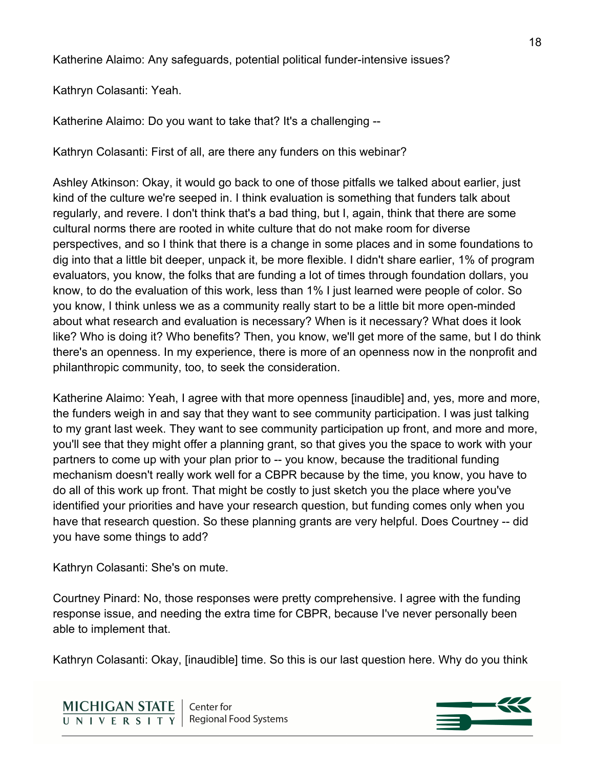Katherine Alaimo: Any safeguards, potential political funder-intensive issues?

Kathryn Colasanti: Yeah.

Katherine Alaimo: Do you want to take that? It's a challenging --

Kathryn Colasanti: First of all, are there any funders on this webinar?

Ashley Atkinson: Okay, it would go back to one of those pitfalls we talked about earlier, just kind of the culture we're seeped in. I think evaluation is something that funders talk about regularly, and revere. I don't think that's a bad thing, but I, again, think that there are some cultural norms there are rooted in white culture that do not make room for diverse perspectives, and so I think that there is a change in some places and in some foundations to dig into that a little bit deeper, unpack it, be more flexible. I didn't share earlier, 1% of program evaluators, you know, the folks that are funding a lot of times through foundation dollars, you know, to do the evaluation of this work, less than 1% I just learned were people of color. So you know, I think unless we as a community really start to be a little bit more open-minded about what research and evaluation is necessary? When is it necessary? What does it look like? Who is doing it? Who benefits? Then, you know, we'll get more of the same, but I do think there's an openness. In my experience, there is more of an openness now in the nonprofit and philanthropic community, too, to seek the consideration.

Katherine Alaimo: Yeah, I agree with that more openness [inaudible] and, yes, more and more, the funders weigh in and say that they want to see community participation. I was just talking to my grant last week. They want to see community participation up front, and more and more, you'll see that they might offer a planning grant, so that gives you the space to work with your partners to come up with your plan prior to -- you know, because the traditional funding mechanism doesn't really work well for a CBPR because by the time, you know, you have to do all of this work up front. That might be costly to just sketch you the place where you've identified your priorities and have your research question, but funding comes only when you have that research question. So these planning grants are very helpful. Does Courtney -- did you have some things to add?

Kathryn Colasanti: She's on mute.

Courtney Pinard: No, those responses were pretty comprehensive. I agree with the funding response issue, and needing the extra time for CBPR, because I've never personally been able to implement that.

Kathryn Colasanti: Okay, [inaudible] time. So this is our last question here. Why do you think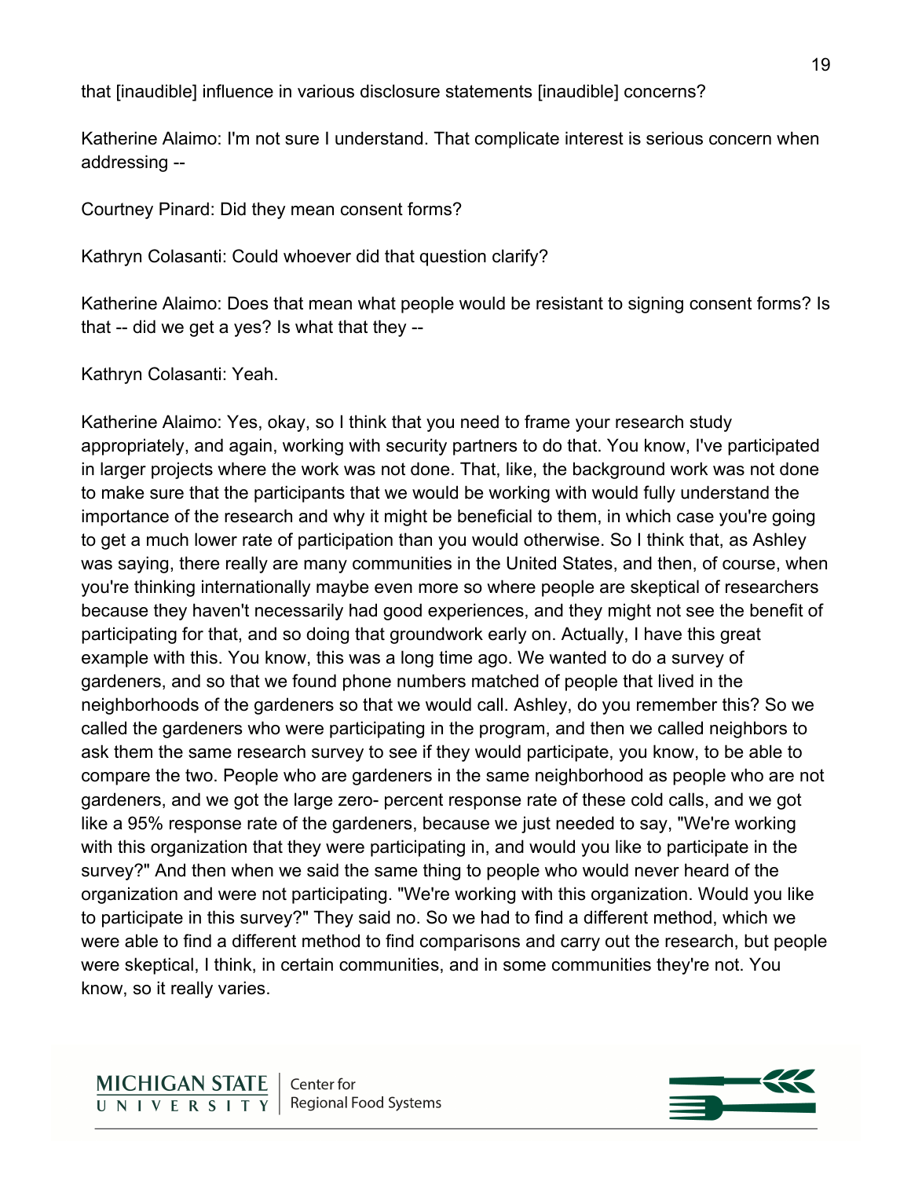that [inaudible] influence in various disclosure statements [inaudible] concerns?

Katherine Alaimo: I'm not sure I understand. That complicate interest is serious concern when addressing --

Courtney Pinard: Did they mean consent forms?

Kathryn Colasanti: Could whoever did that question clarify?

Katherine Alaimo: Does that mean what people would be resistant to signing consent forms? Is that -- did we get a yes? Is what that they --

Kathryn Colasanti: Yeah.

Katherine Alaimo: Yes, okay, so I think that you need to frame your research study appropriately, and again, working with security partners to do that. You know, I've participated in larger projects where the work was not done. That, like, the background work was not done to make sure that the participants that we would be working with would fully understand the importance of the research and why it might be beneficial to them, in which case you're going to get a much lower rate of participation than you would otherwise. So I think that, as Ashley was saying, there really are many communities in the United States, and then, of course, when you're thinking internationally maybe even more so where people are skeptical of researchers because they haven't necessarily had good experiences, and they might not see the benefit of participating for that, and so doing that groundwork early on. Actually, I have this great example with this. You know, this was a long time ago. We wanted to do a survey of gardeners, and so that we found phone numbers matched of people that lived in the neighborhoods of the gardeners so that we would call. Ashley, do you remember this? So we called the gardeners who were participating in the program, and then we called neighbors to ask them the same research survey to see if they would participate, you know, to be able to compare the two. People who are gardeners in the same neighborhood as people who are not gardeners, and we got the large zero- percent response rate of these cold calls, and we got like a 95% response rate of the gardeners, because we just needed to say, "We're working with this organization that they were participating in, and would you like to participate in the survey?" And then when we said the same thing to people who would never heard of the organization and were not participating. "We're working with this organization. Would you like to participate in this survey?" They said no. So we had to find a different method, which we were able to find a different method to find comparisons and carry out the research, but people were skeptical, I think, in certain communities, and in some communities they're not. You know, so it really varies.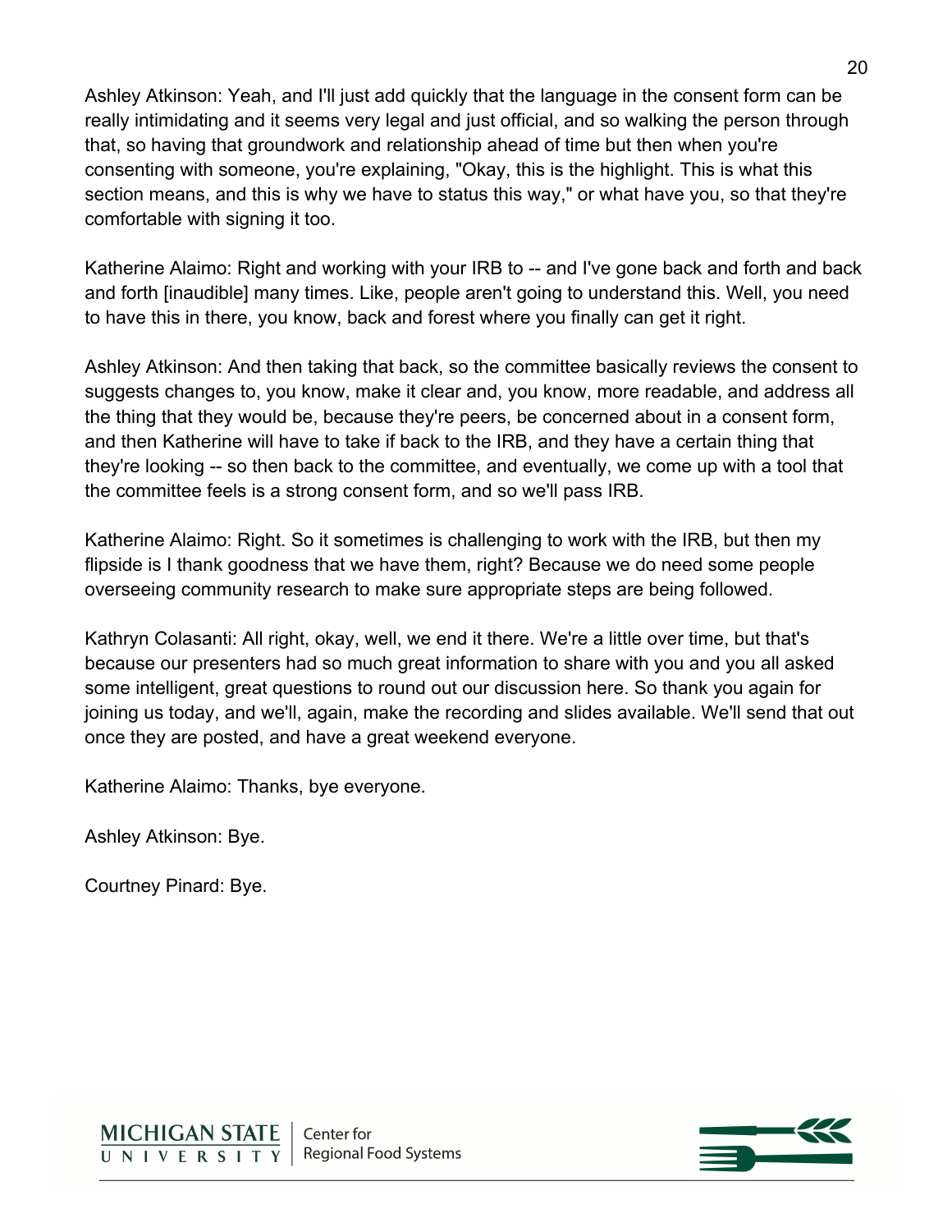Ashley Atkinson: Yeah, and I'll just add quickly that the language in the consent form can be really intimidating and it seems very legal and just official, and so walking the person through that, so having that groundwork and relationship ahead of time but then when you're consenting with someone, you're explaining, "Okay, this is the highlight. This is what this section means, and this is why we have to status this way," or what have you, so that they're comfortable with signing it too.

Katherine Alaimo: Right and working with your IRB to -- and I've gone back and forth and back and forth [inaudible] many times. Like, people aren't going to understand this. Well, you need to have this in there, you know, back and forest where you finally can get it right.

Ashley Atkinson: And then taking that back, so the committee basically reviews the consent to suggests changes to, you know, make it clear and, you know, more readable, and address all the thing that they would be, because they're peers, be concerned about in a consent form, and then Katherine will have to take if back to the IRB, and they have a certain thing that they're looking -- so then back to the committee, and eventually, we come up with a tool that the committee feels is a strong consent form, and so we'll pass IRB.

Katherine Alaimo: Right. So it sometimes is challenging to work with the IRB, but then my flipside is I thank goodness that we have them, right? Because we do need some people overseeing community research to make sure appropriate steps are being followed.

Kathryn Colasanti: All right, okay, well, we end it there. We're a little over time, but that's because our presenters had so much great information to share with you and you all asked some intelligent, great questions to round out our discussion here. So thank you again for joining us today, and we'll, again, make the recording and slides available. We'll send that out once they are posted, and have a great weekend everyone.

Katherine Alaimo: Thanks, bye everyone.

Ashley Atkinson: Bye.

Courtney Pinard: Bye.